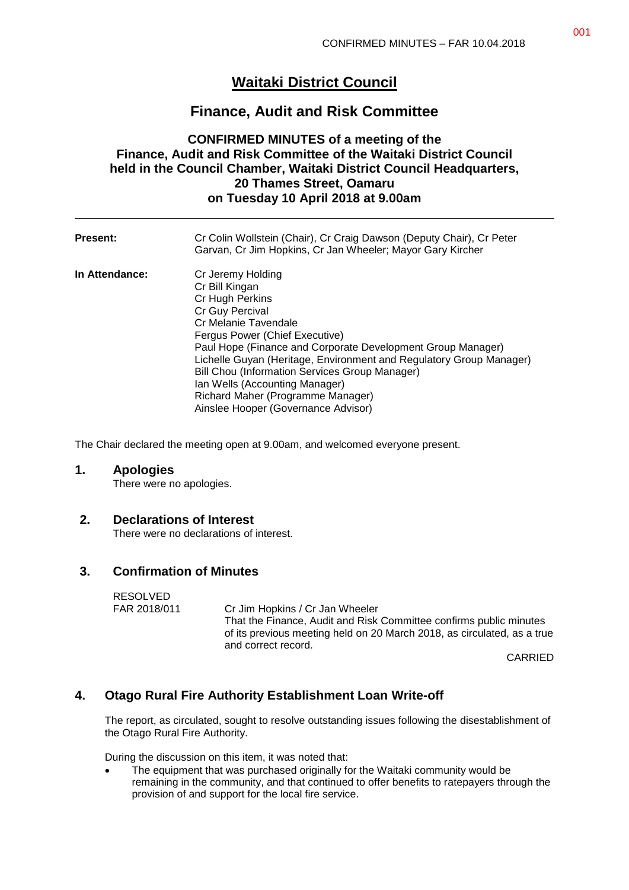# Waitaki District Council

## Finance, Audit and Risk Committee

### CONFIRMED MINUTES of a meeting of the Finance, Audit and Risk Committee of the Waitaki District Council held in the Council Chamber, Waitaki District Council Headquarters, 20 Thames Street, Oamaru on Tuesday 10 April 2018 at 9.00am

| | |
|---|---|
| **Present:** | Cr Colin Wollstein (Chair), Cr Craig Dawson (Deputy Chair), Cr Peter Garvan, Cr Jim Hopkins, Cr Jan Wheeler; Mayor Gary Kircher |
| **In Attendance:** | Cr Jeremy Holding<br>Cr Bill Kingan<br>Cr Hugh Perkins<br>Cr Guy Percival<br>Cr Melanie Tavendale<br>Fergus Power (Chief Executive)<br>Paul Hope (Finance and Corporate Development Group Manager)<br>Lichelle Guyan (Heritage, Environment and Regulatory Group Manager)<br>Bill Chou (Information Services Group Manager)<br>Ian Wells (Accounting Manager)<br>Richard Maher (Programme Manager)<br>Ainslee Hooper (Governance Advisor) |

The Chair declared the meeting open at 9.00am, and welcomed everyone present.

## 1. Apologies

There were no apologies.

## 2. Declarations of Interest

There were no declarations of interest.

## 3. Confirmation of Minutes

RESOLVED
FAR 2018/011 Cr Jim Hopkins / Cr Jan Wheeler
That the Finance, Audit and Risk Committee confirms public minutes of its previous meeting held on 20 March 2018, as circulated, as a true and correct record.

CARRIED

## 4. Otago Rural Fire Authority Establishment Loan Write-off

The report, as circulated, sought to resolve outstanding issues following the disestablishment of the Otago Rural Fire Authority.

During the discussion on this item, it was noted that:

- The equipment that was purchased originally for the Waitaki community would be remaining in the community, and that continued to offer benefits to ratepayers through the provision of and support for the local fire service.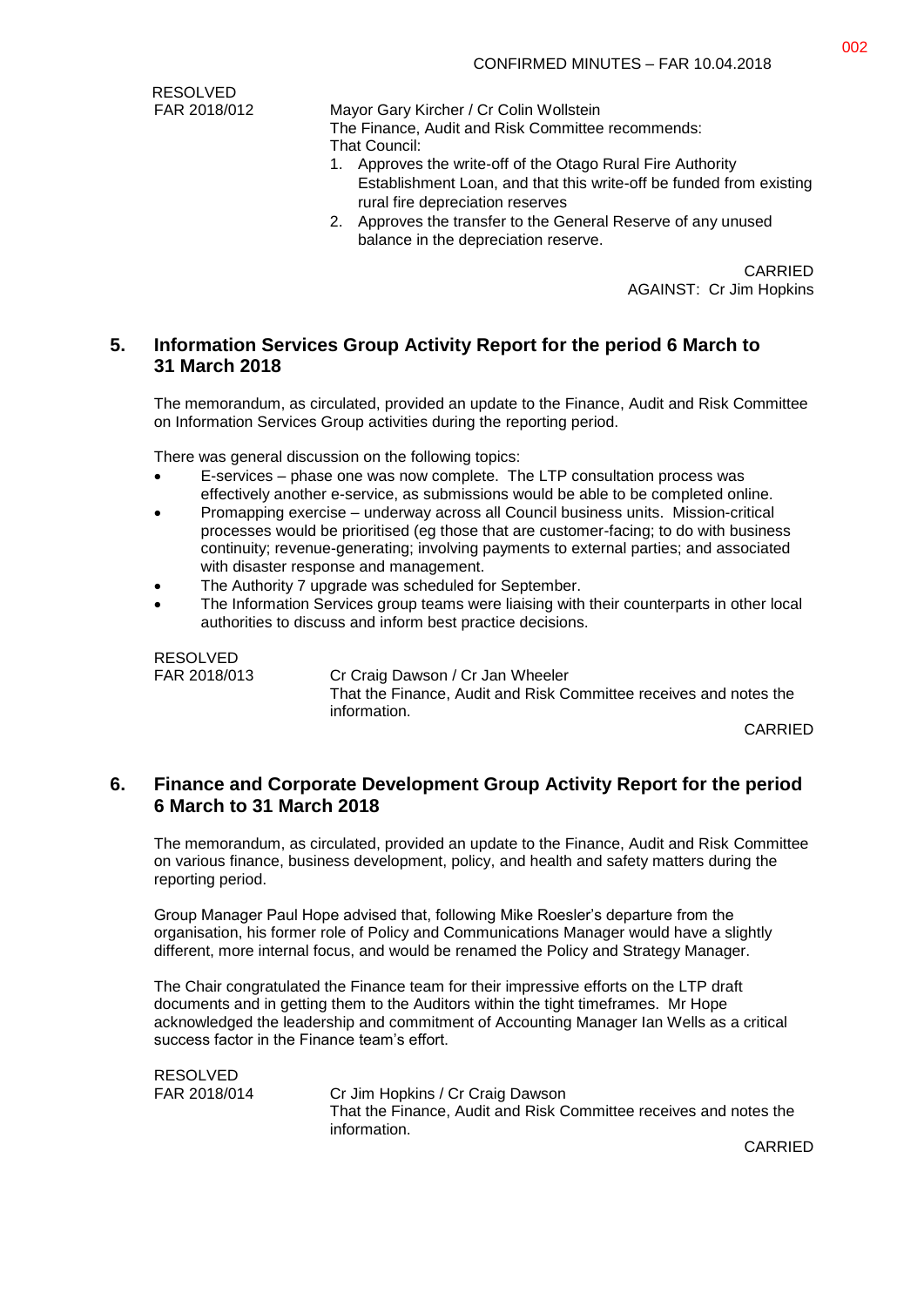RESOLVED
FAR 2018/012 Mayor Gary Kircher / Cr Colin Wollstein

The Finance, Audit and Risk Committee recommends:
That Council:

1. Approves the write-off of the Otago Rural Fire Authority Establishment Loan, and that this write-off be funded from existing rural fire depreciation reserves
2. Approves the transfer to the General Reserve of any unused balance in the depreciation reserve.

CARRIED
AGAINST: Cr Jim Hopkins

## 5. Information Services Group Activity Report for the period 6 March to 31 March 2018

The memorandum, as circulated, provided an update to the Finance, Audit and Risk Committee on Information Services Group activities during the reporting period.

There was general discussion on the following topics:

- E-services – phase one was now complete. The LTP consultation process was effectively another e-service, as submissions would be able to be completed online.
- Promapping exercise – underway across all Council business units. Mission-critical processes would be prioritised (eg those that are customer-facing; to do with business continuity; revenue-generating; involving payments to external parties; and associated with disaster response and management.
- The Authority 7 upgrade was scheduled for September.
- The Information Services group teams were liaising with their counterparts in other local authorities to discuss and inform best practice decisions.

RESOLVED
FAR 2018/013 Cr Craig Dawson / Cr Jan Wheeler

That the Finance, Audit and Risk Committee receives and notes the information.

CARRIED

## 6. Finance and Corporate Development Group Activity Report for the period 6 March to 31 March 2018

The memorandum, as circulated, provided an update to the Finance, Audit and Risk Committee on various finance, business development, policy, and health and safety matters during the reporting period.

Group Manager Paul Hope advised that, following Mike Roesler's departure from the organisation, his former role of Policy and Communications Manager would have a slightly different, more internal focus, and would be renamed the Policy and Strategy Manager.

The Chair congratulated the Finance team for their impressive efforts on the LTP draft documents and in getting them to the Auditors within the tight timeframes. Mr Hope acknowledged the leadership and commitment of Accounting Manager Ian Wells as a critical success factor in the Finance team's effort.

RESOLVED
FAR 2018/014 Cr Jim Hopkins / Cr Craig Dawson

That the Finance, Audit and Risk Committee receives and notes the information.

CARRIED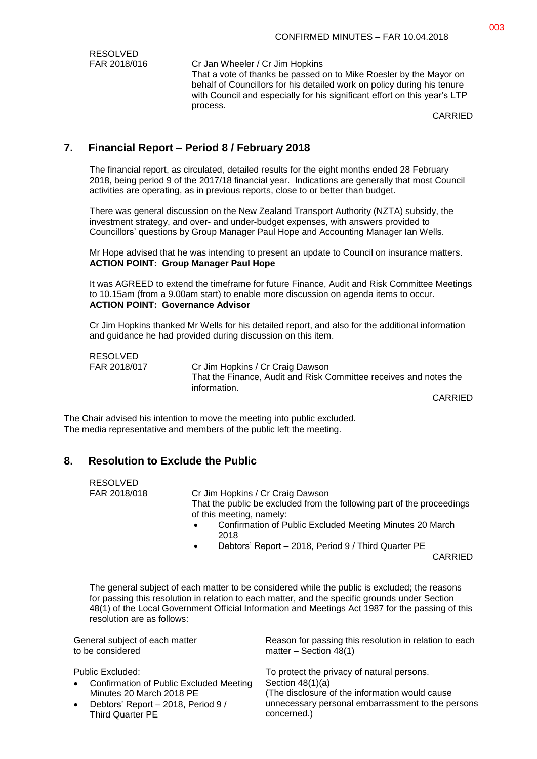RESOLVED
FAR 2018/016 Cr Jan Wheeler / Cr Jim Hopkins

That a vote of thanks be passed on to Mike Roesler by the Mayor on behalf of Councillors for his detailed work on policy during his tenure with Council and especially for his significant effort on this year's LTP process.

CARRIED

## 7. Financial Report – Period 8 / February 2018

The financial report, as circulated, detailed results for the eight months ended 28 February 2018, being period 9 of the 2017/18 financial year. Indications are generally that most Council activities are operating, as in previous reports, close to or better than budget.

There was general discussion on the New Zealand Transport Authority (NZTA) subsidy, the investment strategy, and over- and under-budget expenses, with answers provided to Councillors' questions by Group Manager Paul Hope and Accounting Manager Ian Wells.

Mr Hope advised that he was intending to present an update to Council on insurance matters.
**ACTION POINT: Group Manager Paul Hope**

It was AGREED to extend the timeframe for future Finance, Audit and Risk Committee Meetings to 10.15am (from a 9.00am start) to enable more discussion on agenda items to occur.
**ACTION POINT: Governance Advisor**

Cr Jim Hopkins thanked Mr Wells for his detailed report, and also for the additional information and guidance he had provided during discussion on this item.

RESOLVED
FAR 2018/017 Cr Jim Hopkins / Cr Craig Dawson

That the Finance, Audit and Risk Committee receives and notes the information.

CARRIED

The Chair advised his intention to move the meeting into public excluded.
The media representative and members of the public left the meeting.

## 8. Resolution to Exclude the Public

RESOLVED
FAR 2018/018 Cr Jim Hopkins / Cr Craig Dawson

That the public be excluded from the following part of the proceedings of this meeting, namely:

- Confirmation of Public Excluded Meeting Minutes 20 March 2018
- Debtors' Report – 2018, Period 9 / Third Quarter PE

CARRIED

The general subject of each matter to be considered while the public is excluded; the reasons for passing this resolution in relation to each matter, and the specific grounds under Section 48(1) of the Local Government Official Information and Meetings Act 1987 for the passing of this resolution are as follows:

| General subject of each matter to be considered | Reason for passing this resolution in relation to each matter – Section 48(1) |
|---|---|
| Public Excluded:<br>• Confirmation of Public Excluded Meeting Minutes 20 March 2018 PE<br>• Debtors' Report – 2018, Period 9 / Third Quarter PE | To protect the privacy of natural persons.<br>Section 48(1)(a)<br>(The disclosure of the information would cause unnecessary personal embarrassment to the persons concerned.) |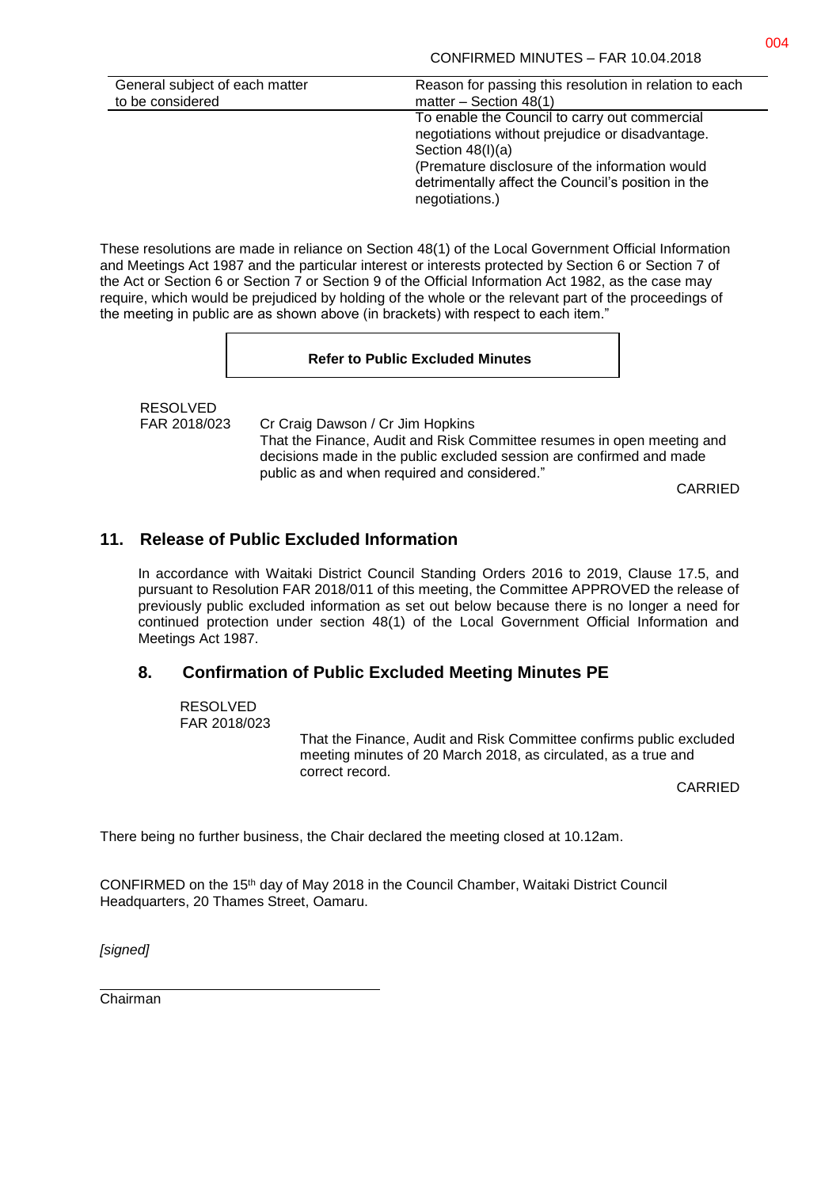| General subject of each matter to be considered | Reason for passing this resolution in relation to each matter – Section 48(1) |
|---|---|
| | To enable the Council to carry out commercial negotiations without prejudice or disadvantage. Section 48(I)(a) (Premature disclosure of the information would detrimentally affect the Council's position in the negotiations.) |

These resolutions are made in reliance on Section 48(1) of the Local Government Official Information and Meetings Act 1987 and the particular interest or interests protected by Section 6 or Section 7 of the Act or Section 6 or Section 7 or Section 9 of the Official Information Act 1982, as the case may require, which would be prejudiced by holding of the whole or the relevant part of the proceedings of the meeting in public are as shown above (in brackets) with respect to each item."

**Refer to Public Excluded Minutes**

RESOLVED
FAR 2018/023 Cr Craig Dawson / Cr Jim Hopkins
That the Finance, Audit and Risk Committee resumes in open meeting and decisions made in the public excluded session are confirmed and made public as and when required and considered."

CARRIED

## 11. Release of Public Excluded Information

In accordance with Waitaki District Council Standing Orders 2016 to 2019, Clause 17.5, and pursuant to Resolution FAR 2018/011 of this meeting, the Committee APPROVED the release of previously public excluded information as set out below because there is no longer a need for continued protection under section 48(1) of the Local Government Official Information and Meetings Act 1987.

## 8. Confirmation of Public Excluded Meeting Minutes PE

RESOLVED
FAR 2018/023
That the Finance, Audit and Risk Committee confirms public excluded meeting minutes of 20 March 2018, as circulated, as a true and correct record.

CARRIED

There being no further business, the Chair declared the meeting closed at 10.12am.

CONFIRMED on the 15th day of May 2018 in the Council Chamber, Waitaki District Council Headquarters, 20 Thames Street, Oamaru.

*[signed]*

Chairman